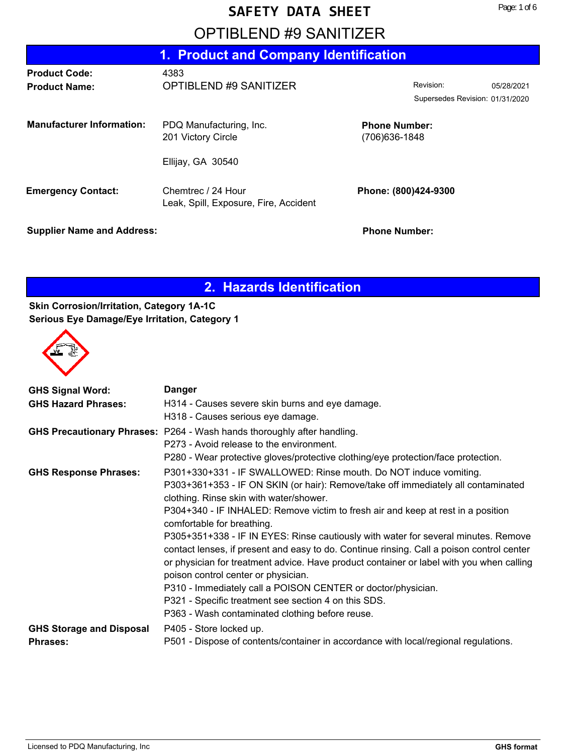# SAFETY DATA SHEET

# OPTIBLEND #9 SANITIZER

## 1. Product and Company Identification

| | | | |
|---|---|---|---|
| **Product Code:** | 4383 | | |
| **Product Name:** | OPTIBLEND #9 SANITIZER | Revision: | 05/28/2021 |
| | | Supersedes Revision: | 01/31/2020 |

**Manufacturer Information:** PDQ Manufacturing, Inc.
201 Victory Circle

Ellijay, GA 30540

**Phone Number:** (706)636-1848

**Emergency Contact:** Chemtrec / 24 Hour
Leak, Spill, Exposure, Fire, Accident

**Phone:** (800)424-9300

**Supplier Name and Address:**

**Phone Number:**

## 2. Hazards Identification

**Skin Corrosion/Irritation, Category 1A-1C**
**Serious Eye Damage/Eye Irritation, Category 1**

**GHS Signal Word:** Danger

**GHS Hazard Phrases:**
H314 - Causes severe skin burns and eye damage.
H318 - Causes serious eye damage.

**GHS Precautionary Phrases:**
P264 - Wash hands thoroughly after handling.
P273 - Avoid release to the environment.
P280 - Wear protective gloves/protective clothing/eye protection/face protection.

**GHS Response Phrases:**
P301+330+331 - IF SWALLOWED: Rinse mouth. Do NOT induce vomiting.
P303+361+353 - IF ON SKIN (or hair): Remove/take off immediately all contaminated clothing. Rinse skin with water/shower.
P304+340 - IF INHALED: Remove victim to fresh air and keep at rest in a position comfortable for breathing.
P305+351+338 - IF IN EYES: Rinse cautiously with water for several minutes. Remove contact lenses, if present and easy to do. Continue rinsing. Call a poison control center or physician for treatment advice. Have product container or label with you when calling poison control center or physician.
P310 - Immediately call a POISON CENTER or doctor/physician.
P321 - Specific treatment see section 4 on this SDS.
P363 - Wash contaminated clothing before reuse.

**GHS Storage and Disposal Phrases:**
P405 - Store locked up.
P501 - Dispose of contents/container in accordance with local/regional regulations.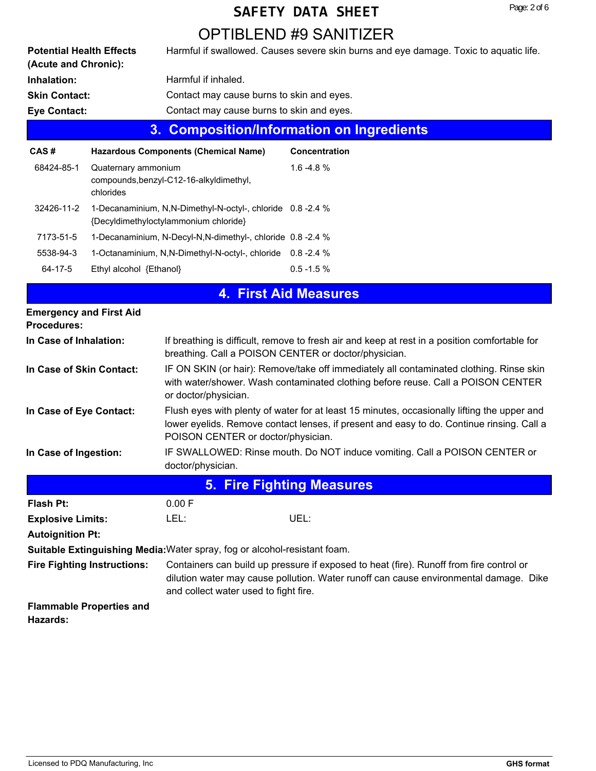# SAFETY DATA SHEET

## OPTIBLEND #9 SANITIZER

**Potential Health Effects (Acute and Chronic):** Harmful if swallowed. Causes severe skin burns and eye damage. Toxic to aquatic life.

**Inhalation:** Harmful if inhaled.

**Skin Contact:** Contact may cause burns to skin and eyes.

**Eye Contact:** Contact may cause burns to skin and eyes.

## 3. Composition/Information on Ingredients

| CAS # | Hazardous Components (Chemical Name) | Concentration |
|---|---|---|
| 68424-85-1 | Quaternary ammonium compounds,benzyl-C12-16-alkyldimethyl, chlorides | 1.6 -4.8 % |
| 32426-11-2 | 1-Decanaminium, N,N-Dimethyl-N-octyl-, chloride {Decyldimethyloctylammonium chloride} | 0.8 -2.4 % |
| 7173-51-5 | 1-Decanaminium, N-Decyl-N,N-dimethyl-, chloride | 0.8 -2.4 % |
| 5538-94-3 | 1-Octanaminium, N,N-Dimethyl-N-octyl-, chloride | 0.8 -2.4 % |
| 64-17-5 | Ethyl alcohol {Ethanol} | 0.5 -1.5 % |

## 4. First Aid Measures

**Emergency and First Aid Procedures:**

**In Case of Inhalation:** If breathing is difficult, remove to fresh air and keep at rest in a position comfortable for breathing. Call a POISON CENTER or doctor/physician.

**In Case of Skin Contact:** IF ON SKIN (or hair): Remove/take off immediately all contaminated clothing. Rinse skin with water/shower. Wash contaminated clothing before reuse. Call a POISON CENTER or doctor/physician.

**In Case of Eye Contact:** Flush eyes with plenty of water for at least 15 minutes, occasionally lifting the upper and lower eyelids. Remove contact lenses, if present and easy to do. Continue rinsing. Call a POISON CENTER or doctor/physician.

**In Case of Ingestion:** IF SWALLOWED: Rinse mouth. Do NOT induce vomiting. Call a POISON CENTER or doctor/physician.

## 5. Fire Fighting Measures

**Flash Pt:** 0.00 F

**Explosive Limits:** LEL: UEL:

**Autoignition Pt:**

**Suitable Extinguishing Media:** Water spray, fog or alcohol-resistant foam.

**Fire Fighting Instructions:** Containers can build up pressure if exposed to heat (fire). Runoff from fire control or dilution water may cause pollution. Water runoff can cause environmental damage. Dike and collect water used to fight fire.

**Flammable Properties and Hazards:**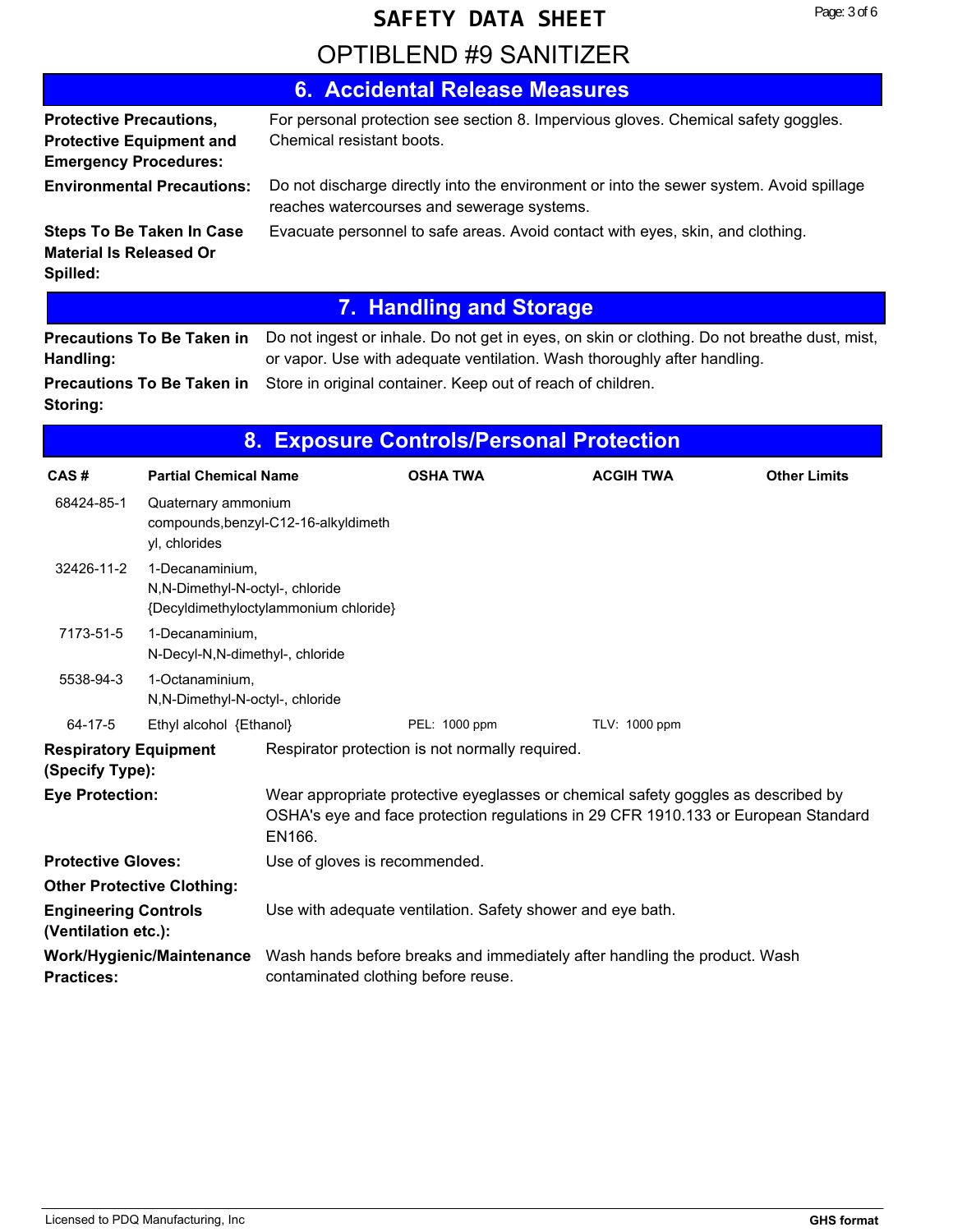# SAFETY DATA SHEET

# OPTIBLEND #9 SANITIZER

## 6. Accidental Release Measures

**Protective Precautions, Protective Equipment and Emergency Procedures:** For personal protection see section 8. Impervious gloves. Chemical safety goggles. Chemical resistant boots.

**Environmental Precautions:** Do not discharge directly into the environment or into the sewer system. Avoid spillage reaches watercourses and sewerage systems.

**Steps To Be Taken In Case Material Is Released Or Spilled:** Evacuate personnel to safe areas. Avoid contact with eyes, skin, and clothing.

## 7. Handling and Storage

**Precautions To Be Taken in Handling:** Do not ingest or inhale. Do not get in eyes, on skin or clothing. Do not breathe dust, mist, or vapor. Use with adequate ventilation. Wash thoroughly after handling.

**Precautions To Be Taken in Storing:** Store in original container. Keep out of reach of children.

## 8. Exposure Controls/Personal Protection

| CAS # | Partial Chemical Name | OSHA TWA | ACGIH TWA | Other Limits |
|---|---|---|---|---|
| 68424-85-1 | Quaternary ammonium compounds,benzyl-C12-16-alkyldimethyl, chlorides | | | |
| 32426-11-2 | 1-Decanaminium, N,N-Dimethyl-N-octyl-, chloride {Decyldimethyloctylammonium chloride} | | | |
| 7173-51-5 | 1-Decanaminium, N-Decyl-N,N-dimethyl-, chloride | | | |
| 5538-94-3 | 1-Octanaminium, N,N-Dimethyl-N-octyl-, chloride | | | |
| 64-17-5 | Ethyl alcohol {Ethanol} | PEL: 1000 ppm | TLV: 1000 ppm | |

**Respiratory Equipment (Specify Type):** Respirator protection is not normally required.

**Eye Protection:** Wear appropriate protective eyeglasses or chemical safety goggles as described by OSHA's eye and face protection regulations in 29 CFR 1910.133 or European Standard EN166.

**Protective Gloves:** Use of gloves is recommended.

**Other Protective Clothing:**

**Engineering Controls (Ventilation etc.):** Use with adequate ventilation. Safety shower and eye bath.

**Work/Hygienic/Maintenance Practices:** Wash hands before breaks and immediately after handling the product. Wash contaminated clothing before reuse.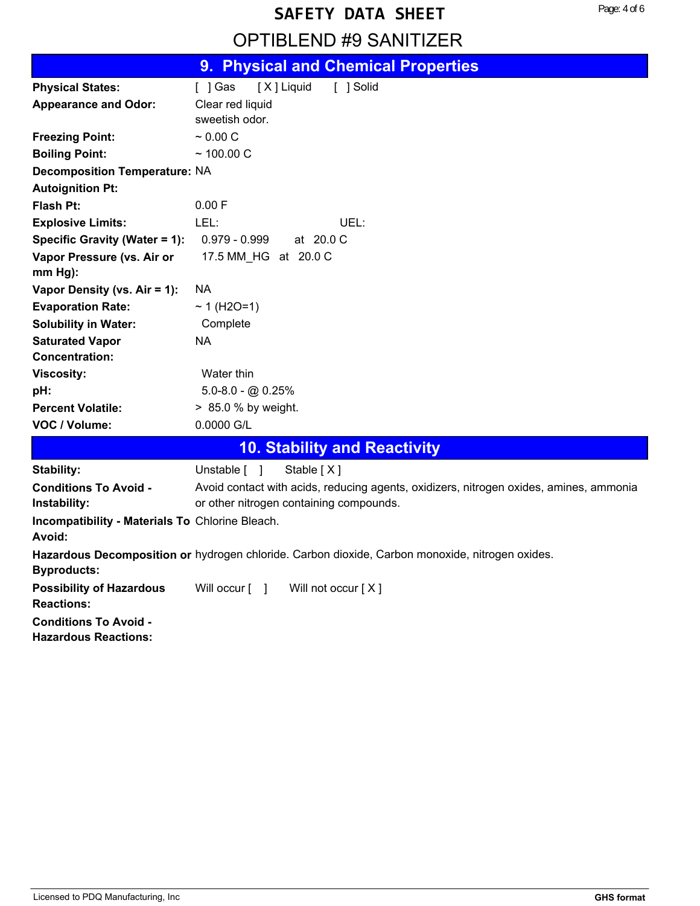# SAFETY DATA SHEET

# OPTIBLEND #9 SANITIZER

## 9. Physical and Chemical Properties

| | |
|---|---|
| **Physical States:** | [ ] Gas [ X ] Liquid [ ] Solid |
| **Appearance and Odor:** | Clear red liquid<br>sweetish odor. |
| **Freezing Point:** | ~ 0.00 C |
| **Boiling Point:** | ~ 100.00 C |
| **Decomposition Temperature:** | NA |
| **Autoignition Pt:** | |
| **Flash Pt:** | 0.00 F |
| **Explosive Limits:** | LEL: UEL: |
| **Specific Gravity (Water = 1):** | 0.979 - 0.999 at 20.0 C |
| **Vapor Pressure (vs. Air or mm Hg):** | 17.5 MM_HG at 20.0 C |
| **Vapor Density (vs. Air = 1):** | NA |
| **Evaporation Rate:** | ~ 1 ($H_2O$=1) |
| **Solubility in Water:** | Complete |
| **Saturated Vapor Concentration:** | NA |
| **Viscosity:** | Water thin |
| **pH:** | 5.0-8.0 - @ 0.25% |
| **Percent Volatile:** | > 85.0 % by weight. |
| **VOC / Volume:** | 0.0000 G/L |

## 10. Stability and Reactivity

| | |
|---|---|
| **Stability:** | Unstable [ ] Stable [ X ] |
| **Conditions To Avoid - Instability:** | Avoid contact with acids, reducing agents, oxidizers, nitrogen oxides, amines, ammonia or other nitrogen containing compounds. |
| **Incompatibility - Materials To Avoid:** | Chlorine Bleach. |
| **Hazardous Decomposition or Byproducts:** | hydrogen chloride. Carbon dioxide, Carbon monoxide, nitrogen oxides. |
| **Possibility of Hazardous Reactions:** | Will occur [ ] Will not occur [ X ] |
| **Conditions To Avoid - Hazardous Reactions:** | |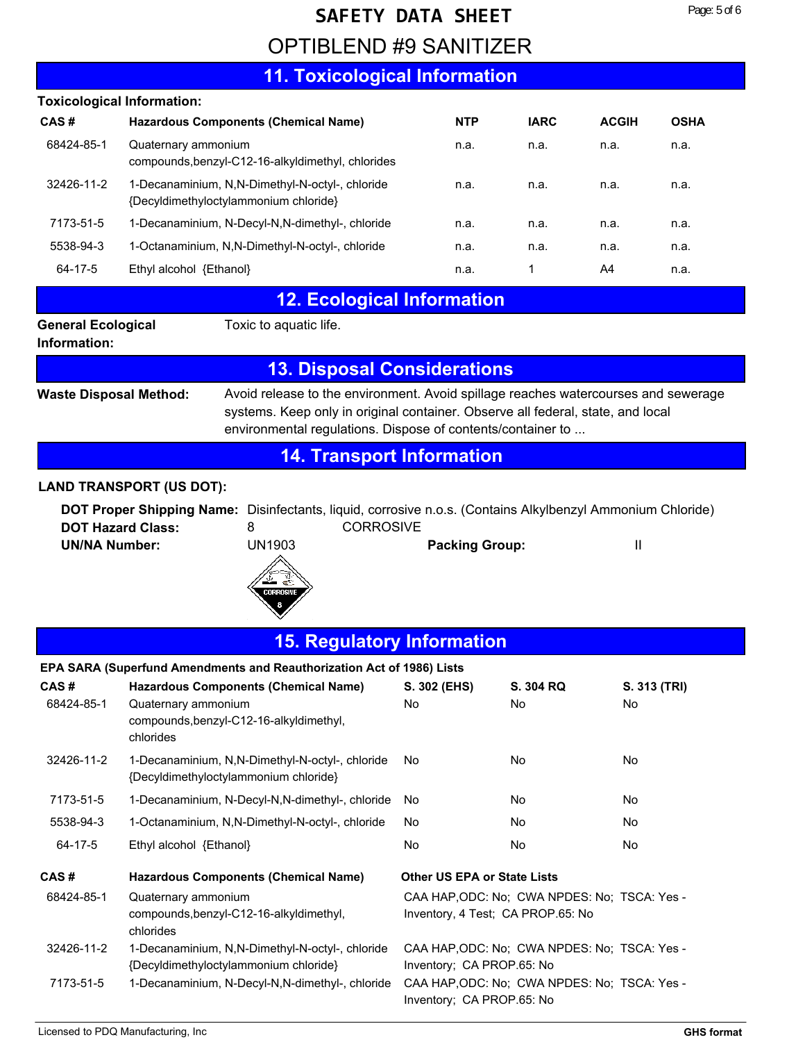# SAFETY DATA SHEET

# OPTIBLEND #9 SANITIZER

## 11. Toxicological Information

**Toxicological Information:**

| CAS # | Hazardous Components (Chemical Name) | NTP | IARC | ACGIH | OSHA |
|---|---|---|---|---|---|
| 68424-85-1 | Quaternary ammonium compounds,benzyl-C12-16-alkyldimethyl, chlorides | n.a. | n.a. | n.a. | n.a. |
| 32426-11-2 | 1-Decanaminium, N,N-Dimethyl-N-octyl-, chloride {Decyldimethyloctylammonium chloride} | n.a. | n.a. | n.a. | n.a. |
| 7173-51-5 | 1-Decanaminium, N-Decyl-N,N-dimethyl-, chloride | n.a. | n.a. | n.a. | n.a. |
| 5538-94-3 | 1-Octanaminium, N,N-Dimethyl-N-octyl-, chloride | n.a. | n.a. | n.a. | n.a. |
| 64-17-5 | Ethyl alcohol {Ethanol} | n.a. | 1 | A4 | n.a. |

## 12. Ecological Information

**General Ecological Information:** Toxic to aquatic life.

## 13. Disposal Considerations

**Waste Disposal Method:** Avoid release to the environment. Avoid spillage reaches watercourses and sewerage systems. Keep only in original container. Observe all federal, state, and local environmental regulations. Dispose of contents/container to ...

## 14. Transport Information

**LAND TRANSPORT (US DOT):**

**DOT Proper Shipping Name:** Disinfectants, liquid, corrosive n.o.s. (Contains Alkylbenzyl Ammonium Chloride)

**DOT Hazard Class:** 8 CORROSIVE

**UN/NA Number:** UN1903 **Packing Group:** II

## 15. Regulatory Information

**EPA SARA (Superfund Amendments and Reauthorization Act of 1986) Lists**

| CAS # | Hazardous Components (Chemical Name) | S. 302 (EHS) | S. 304 RQ | S. 313 (TRI) |
|---|---|---|---|---|
| 68424-85-1 | Quaternary ammonium compounds,benzyl-C12-16-alkyldimethyl, chlorides | No | No | No |
| 32426-11-2 | 1-Decanaminium, N,N-Dimethyl-N-octyl-, chloride {Decyldimethyloctylammonium chloride} | No | No | No |
| 7173-51-5 | 1-Decanaminium, N-Decyl-N,N-dimethyl-, chloride | No | No | No |
| 5538-94-3 | 1-Octanaminium, N,N-Dimethyl-N-octyl-, chloride | No | No | No |
| 64-17-5 | Ethyl alcohol {Ethanol} | No | No | No |

| CAS # | Hazardous Components (Chemical Name) | Other US EPA or State Lists |
|---|---|---|
| 68424-85-1 | Quaternary ammonium compounds,benzyl-C12-16-alkyldimethyl, chlorides | CAA HAP,ODC: No; CWA NPDES: No; TSCA: Yes - Inventory, 4 Test; CA PROP.65: No |
| 32426-11-2 | 1-Decanaminium, N,N-Dimethyl-N-octyl-, chloride {Decyldimethyloctylammonium chloride} | CAA HAP,ODC: No; CWA NPDES: No; TSCA: Yes - Inventory; CA PROP.65: No |
| 7173-51-5 | 1-Decanaminium, N-Decyl-N,N-dimethyl-, chloride | CAA HAP,ODC: No; CWA NPDES: No; TSCA: Yes - Inventory; CA PROP.65: No |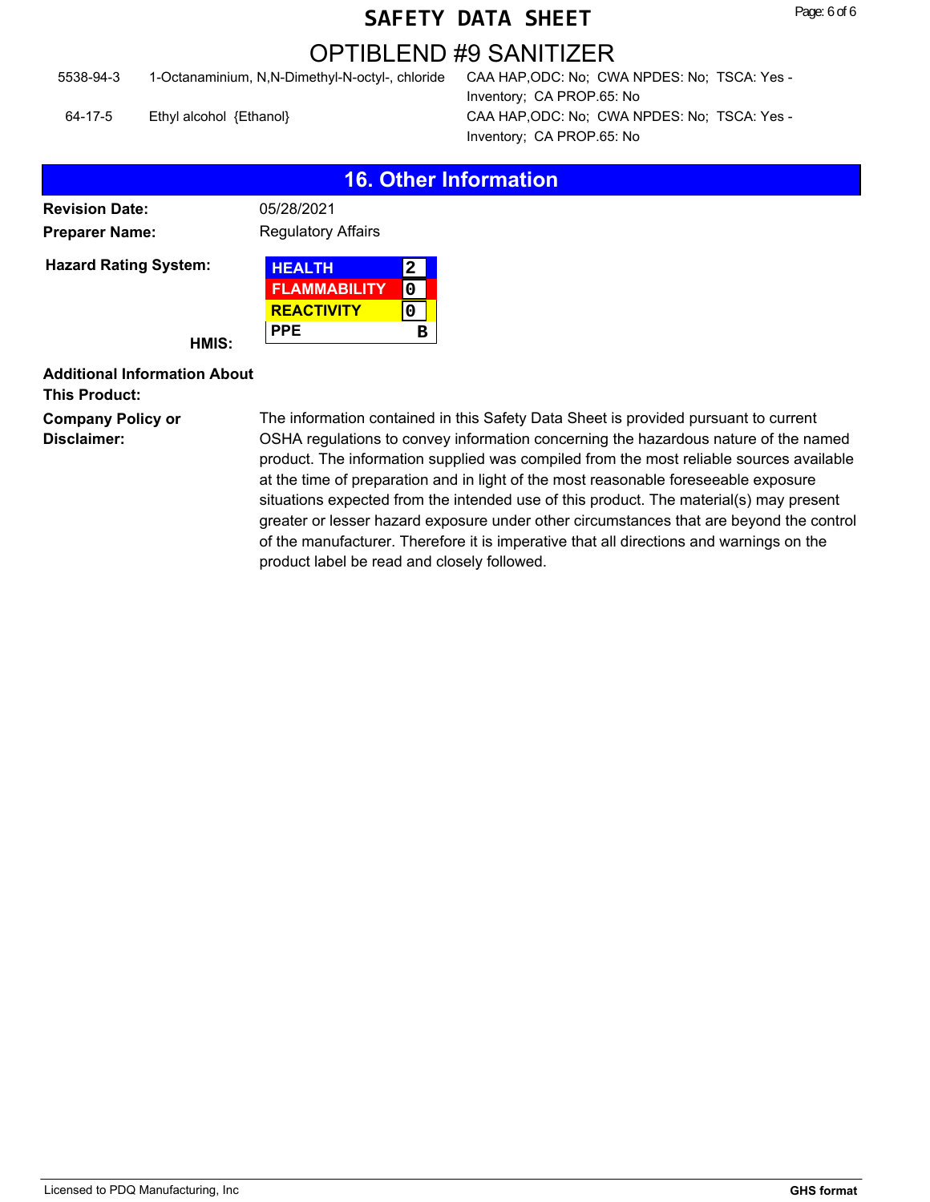| | | |
|---|---|---|
| 5538-94-3 | 1-Octanaminium, N,N-Dimethyl-N-octyl-, chloride | CAA HAP,ODC: No; CWA NPDES: No; TSCA: Yes - Inventory; CA PROP.65: No |
| 64-17-5 | Ethyl alcohol {Ethanol} | CAA HAP,ODC: No; CWA NPDES: No; TSCA: Yes - Inventory; CA PROP.65: No |

## 16. Other Information

**Revision Date:** 05/28/2021

**Preparer Name:** Regulatory Affairs

**Hazard Rating System:**

**HMIS:**

| | |
|---|---|
| HEALTH | 2 |
| FLAMMABILITY | 0 |
| REACTIVITY | 0 |
| PPE | B |

**Additional Information About This Product:**

**Company Policy or Disclaimer:** The information contained in this Safety Data Sheet is provided pursuant to current OSHA regulations to convey information concerning the hazardous nature of the named product. The information supplied was compiled from the most reliable sources available at the time of preparation and in light of the most reasonable foreseeable exposure situations expected from the intended use of this product. The material(s) may present greater or lesser hazard exposure under other circumstances that are beyond the control of the manufacturer. Therefore it is imperative that all directions and warnings on the product label be read and closely followed.